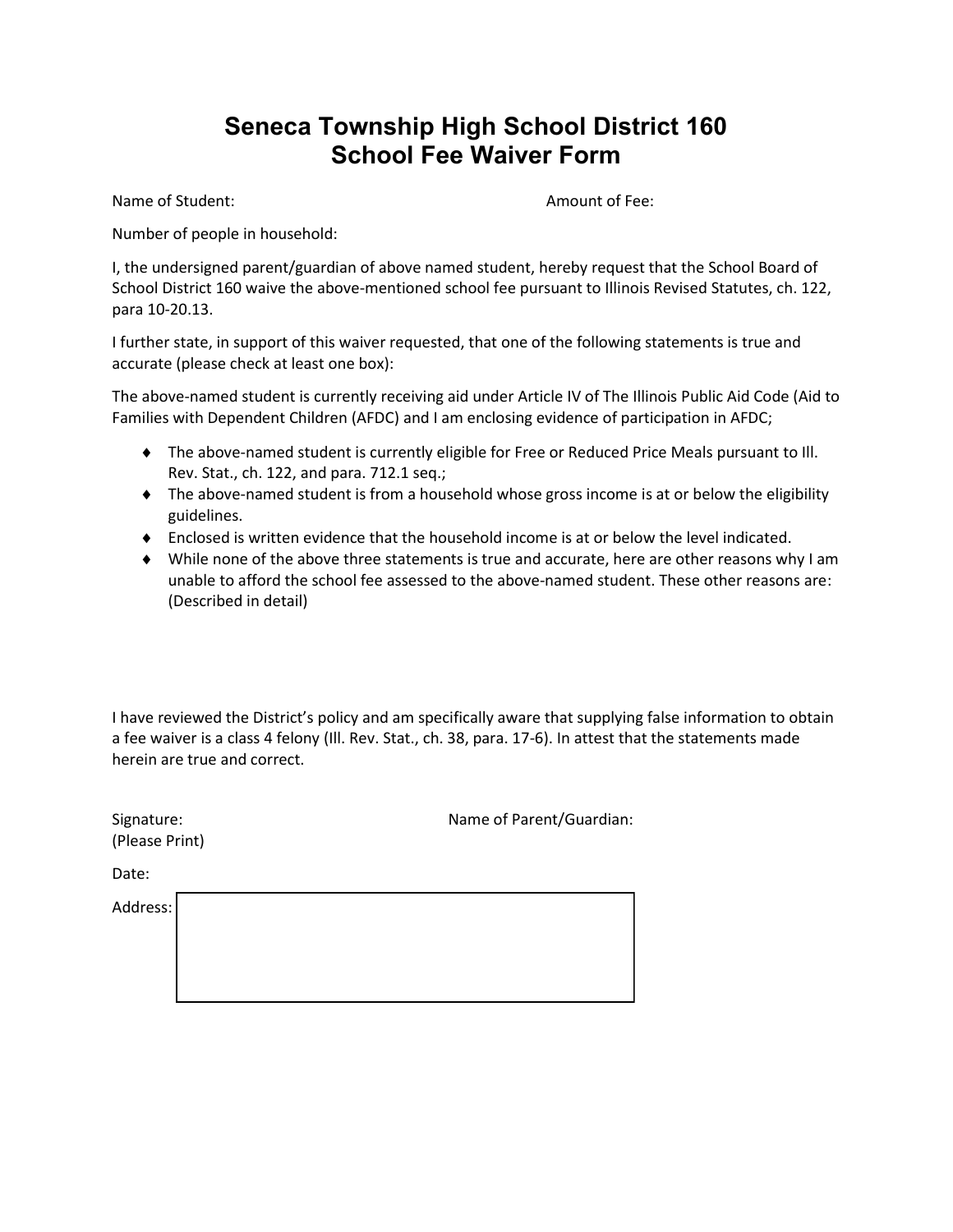# Seneca Township High School District 160
# School Fee Waiver Form

Name of Student: Amount of Fee:

Number of people in household:

I, the undersigned parent/guardian of above named student, hereby request that the School Board of School District 160 waive the above-mentioned school fee pursuant to Illinois Revised Statutes, ch. 122, para 10-20.13.

I further state, in support of this waiver requested, that one of the following statements is true and accurate (please check at least one box):

The above-named student is currently receiving aid under Article IV of The Illinois Public Aid Code (Aid to Families with Dependent Children (AFDC) and I am enclosing evidence of participation in AFDC;

- The above-named student is currently eligible for Free or Reduced Price Meals pursuant to Ill. Rev. Stat., ch. 122, and para. 712.1 seq.;
- The above-named student is from a household whose gross income is at or below the eligibility guidelines.
- Enclosed is written evidence that the household income is at or below the level indicated.
- While none of the above three statements is true and accurate, here are other reasons why I am unable to afford the school fee assessed to the above-named student. These other reasons are: (Described in detail)

I have reviewed the District's policy and am specifically aware that supplying false information to obtain a fee waiver is a class 4 felony (Ill. Rev. Stat., ch. 38, para. 17-6). In attest that the statements made herein are true and correct.

Signature: Name of Parent/Guardian:
(Please Print)

Date:

Address: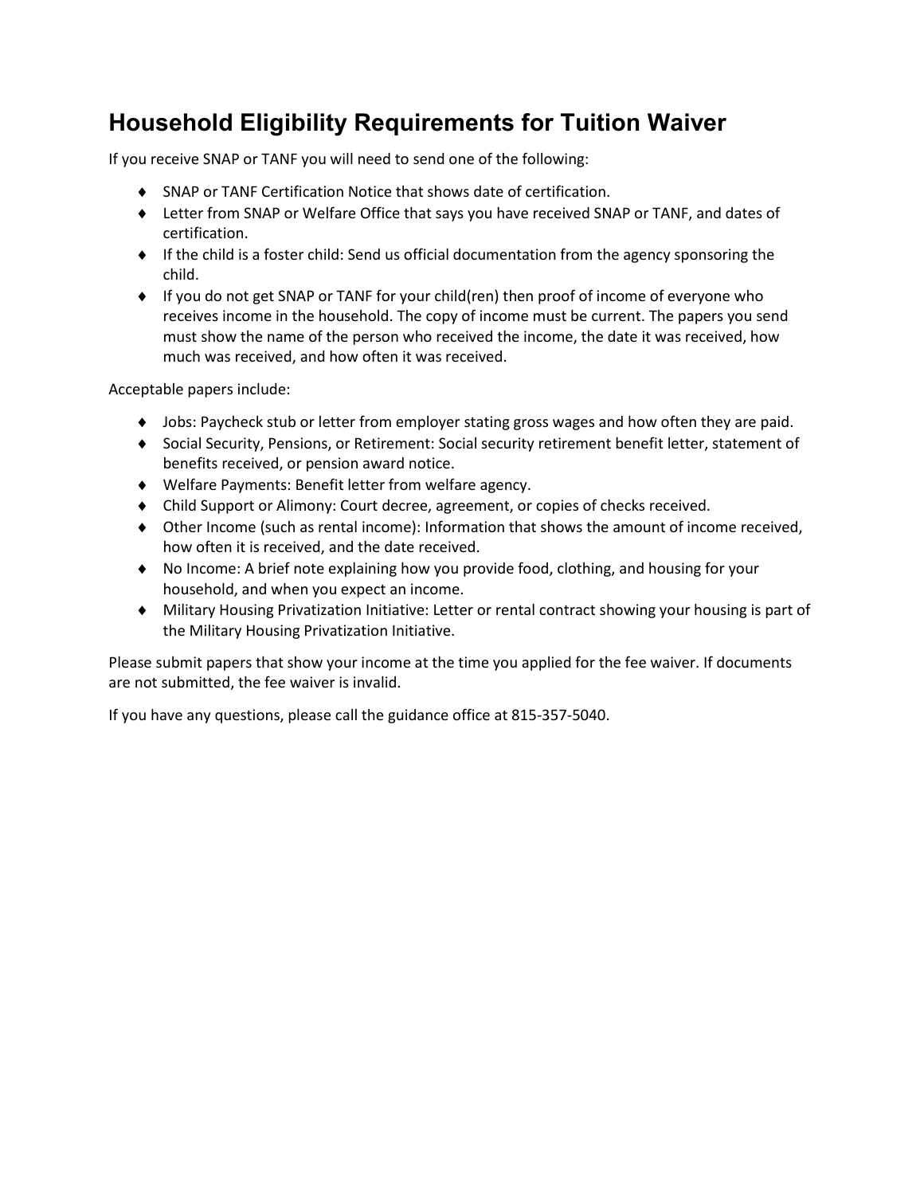# Household Eligibility Requirements for Tuition Waiver

If you receive SNAP or TANF you will need to send one of the following:

- SNAP or TANF Certification Notice that shows date of certification.
- Letter from SNAP or Welfare Office that says you have received SNAP or TANF, and dates of certification.
- If the child is a foster child: Send us official documentation from the agency sponsoring the child.
- If you do not get SNAP or TANF for your child(ren) then proof of income of everyone who receives income in the household. The copy of income must be current. The papers you send must show the name of the person who received the income, the date it was received, how much was received, and how often it was received.

Acceptable papers include:

- Jobs: Paycheck stub or letter from employer stating gross wages and how often they are paid.
- Social Security, Pensions, or Retirement: Social security retirement benefit letter, statement of benefits received, or pension award notice.
- Welfare Payments: Benefit letter from welfare agency.
- Child Support or Alimony: Court decree, agreement, or copies of checks received.
- Other Income (such as rental income): Information that shows the amount of income received, how often it is received, and the date received.
- No Income: A brief note explaining how you provide food, clothing, and housing for your household, and when you expect an income.
- Military Housing Privatization Initiative: Letter or rental contract showing your housing is part of the Military Housing Privatization Initiative.

Please submit papers that show your income at the time you applied for the fee waiver. If documents are not submitted, the fee waiver is invalid.

If you have any questions, please call the guidance office at 815-357-5040.